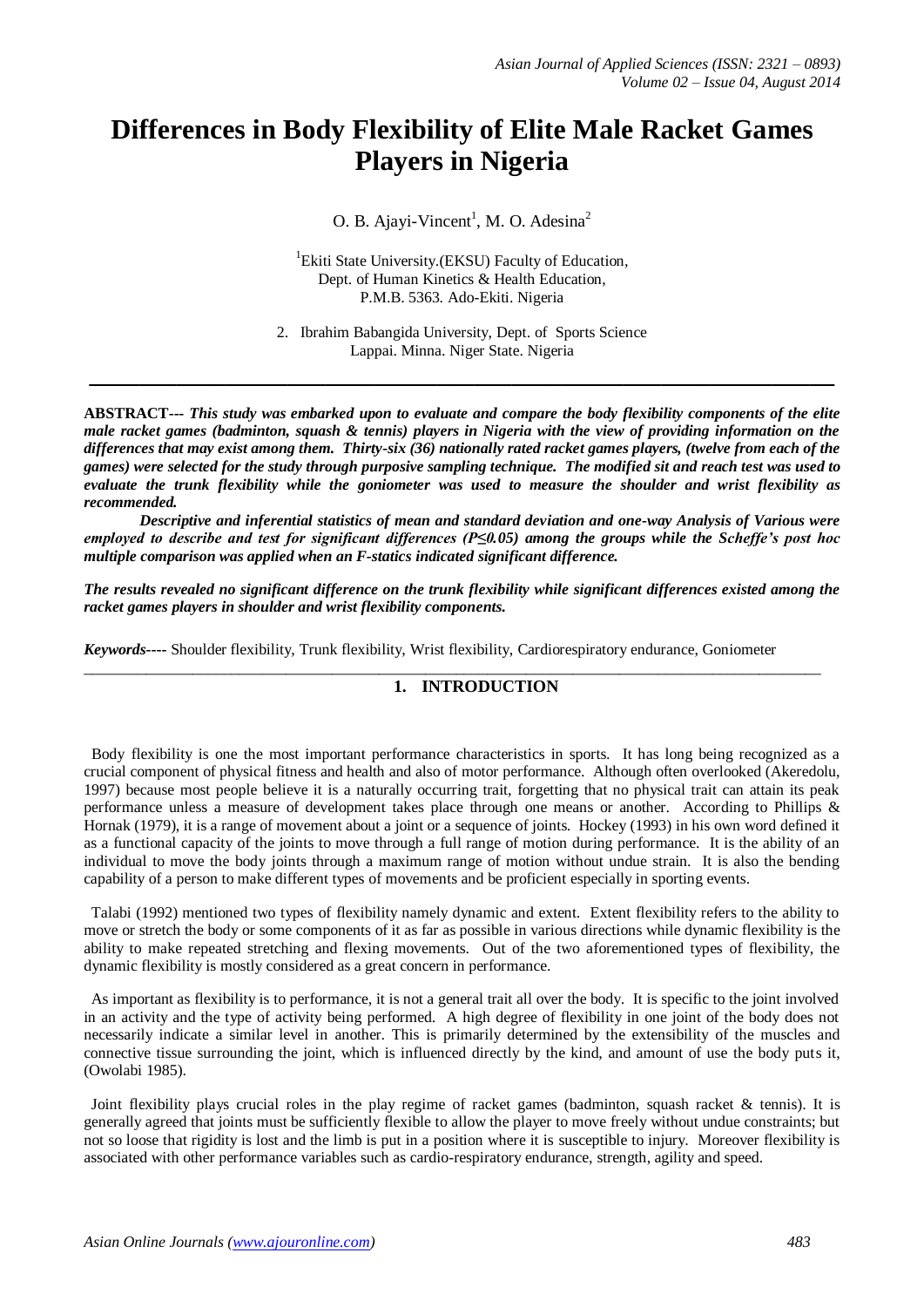# Differences in Body Flexibility of Elite Male Racket Games Players in Nigeria

O. B. Ajayi-Vincent[1], M. O. Adesina[2]

[1]Ekiti State University.(EKSU) Faculty of Education, Dept. of Human Kinetics & Health Education, P.M.B. 5363. Ado-Ekiti. Nigeria

2. Ibrahim Babangida University, Dept. of Sports Science Lappai. Minna. Niger State. Nigeria

---

**ABSTRACT---** ***This study was embarked upon to evaluate and compare the body flexibility components of the elite male racket games (badminton, squash & tennis) players in Nigeria with the view of providing information on the differences that may exist among them. Thirty-six (36) nationally rated racket games players, (twelve from each of the games) were selected for the study through purposive sampling technique. The modified sit and reach test was used to evaluate the trunk flexibility while the goniometer was used to measure the shoulder and wrist flexibility as recommended.***

***Descriptive and inferential statistics of mean and standard deviation and one-way Analysis of Various were employed to describe and test for significant differences (P≤0.05) among the groups while the Scheffe's post hoc multiple comparison was applied when an F-statics indicated significant difference.***

***The results revealed no significant difference on the trunk flexibility while significant differences existed among the racket games players in shoulder and wrist flexibility components.***

***Keywords----*** Shoulder flexibility, Trunk flexibility, Wrist flexibility, Cardiorespiratory endurance, Goniometer

## 1. INTRODUCTION

Body flexibility is one the most important performance characteristics in sports. It has long being recognized as a crucial component of physical fitness and health and also of motor performance. Although often overlooked (Akeredolu, 1997) because most people believe it is a naturally occurring trait, forgetting that no physical trait can attain its peak performance unless a measure of development takes place through one means or another. According to Phillips & Hornak (1979), it is a range of movement about a joint or a sequence of joints. Hockey (1993) in his own word defined it as a functional capacity of the joints to move through a full range of motion during performance. It is the ability of an individual to move the body joints through a maximum range of motion without undue strain. It is also the bending capability of a person to make different types of movements and be proficient especially in sporting events.

Talabi (1992) mentioned two types of flexibility namely dynamic and extent. Extent flexibility refers to the ability to move or stretch the body or some components of it as far as possible in various directions while dynamic flexibility is the ability to make repeated stretching and flexing movements. Out of the two aforementioned types of flexibility, the dynamic flexibility is mostly considered as a great concern in performance.

As important as flexibility is to performance, it is not a general trait all over the body. It is specific to the joint involved in an activity and the type of activity being performed. A high degree of flexibility in one joint of the body does not necessarily indicate a similar level in another. This is primarily determined by the extensibility of the muscles and connective tissue surrounding the joint, which is influenced directly by the kind, and amount of use the body puts it, (Owolabi 1985).

Joint flexibility plays crucial roles in the play regime of racket games (badminton, squash racket & tennis). It is generally agreed that joints must be sufficiently flexible to allow the player to move freely without undue constraints; but not so loose that rigidity is lost and the limb is put in a position where it is susceptible to injury. Moreover flexibility is associated with other performance variables such as cardio-respiratory endurance, strength, agility and speed.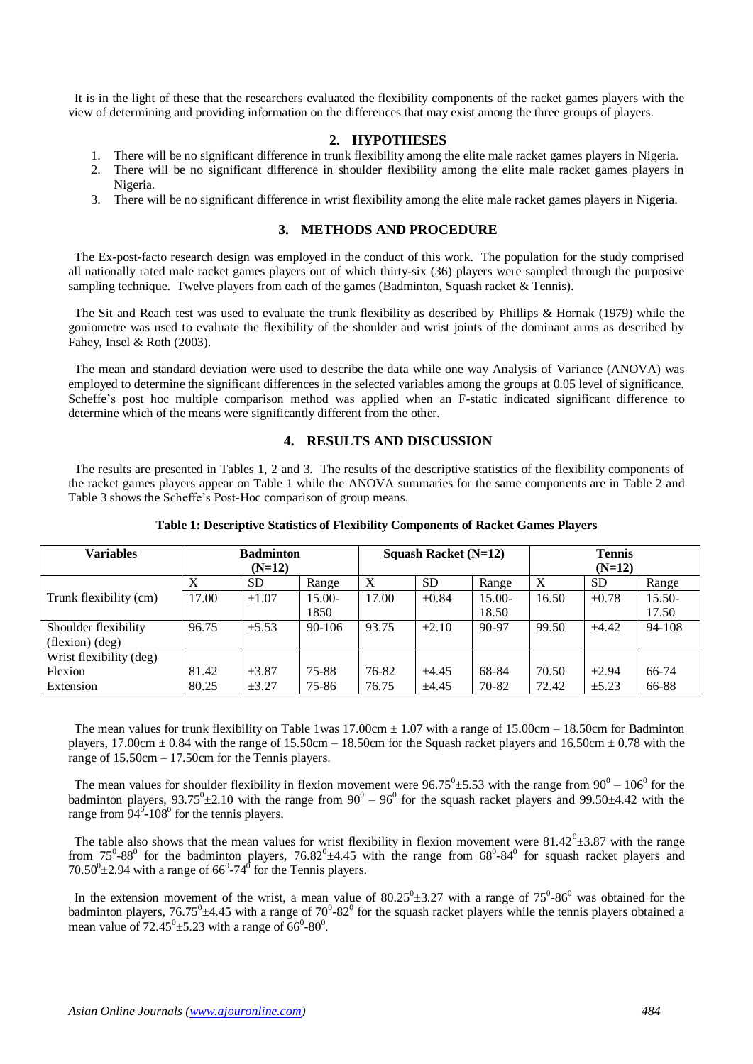It is in the light of these that the researchers evaluated the flexibility components of the racket games players with the view of determining and providing information on the differences that may exist among the three groups of players.

## 2. HYPOTHESES

1. There will be no significant difference in trunk flexibility among the elite male racket games players in Nigeria.
2. There will be no significant difference in shoulder flexibility among the elite male racket games players in Nigeria.
3. There will be no significant difference in wrist flexibility among the elite male racket games players in Nigeria.

## 3. METHODS AND PROCEDURE

The Ex-post-facto research design was employed in the conduct of this work. The population for the study comprised all nationally rated male racket games players out of which thirty-six (36) players were sampled through the purposive sampling technique. Twelve players from each of the games (Badminton, Squash racket & Tennis).

The Sit and Reach test was used to evaluate the trunk flexibility as described by Phillips & Hornak (1979) while the goniometre was used to evaluate the flexibility of the shoulder and wrist joints of the dominant arms as described by Fahey, Insel & Roth (2003).

The mean and standard deviation were used to describe the data while one way Analysis of Variance (ANOVA) was employed to determine the significant differences in the selected variables among the groups at 0.05 level of significance. Scheffe's post hoc multiple comparison method was applied when an F-static indicated significant difference to determine which of the means were significantly different from the other.

## 4. RESULTS AND DISCUSSION

The results are presented in Tables 1, 2 and 3. The results of the descriptive statistics of the flexibility components of the racket games players appear on Table 1 while the ANOVA summaries for the same components are in Table 2 and Table 3 shows the Scheffe's Post-Hoc comparison of group means.

**Table 1: Descriptive Statistics of Flexibility Components of Racket Games Players**

| Variables | Badminton (N=12) | | | Squash Racket (N=12) | | | Tennis (N=12) | | |
|---|---|---|---|---|---|---|---|---|---|
| | X | SD | Range | X | SD | Range | X | SD | Range |
| Trunk flexibility (cm) | 17.00 | ±1.07 | 15.00-1850 | 17.00 | ±0.84 | 15.00-18.50 | 16.50 | ±0.78 | 15.50-17.50 |
| Shoulder flexibility (flexion) (deg) | 96.75 | ±5.53 | 90-106 | 93.75 | ±2.10 | 90-97 | 99.50 | ±4.42 | 94-108 |
| Wrist flexibility (deg) | | | | | | | | | |
| Flexion | 81.42 | ±3.87 | 75-88 | 76-82 | ±4.45 | 68-84 | 70.50 | ±2.94 | 66-74 |
| Extension | 80.25 | ±3.27 | 75-86 | 76.75 | ±4.45 | 70-82 | 72.42 | ±5.23 | 66-88 |

The mean values for trunk flexibility on Table 1was 17.00cm ± 1.07 with a range of 15.00cm – 18.50cm for Badminton players, 17.00cm ± 0.84 with the range of 15.50cm – 18.50cm for the Squash racket players and 16.50cm ± 0.78 with the range of 15.50cm – 17.50cm for the Tennis players.

The mean values for shoulder flexibility in flexion movement were $96.75^0$±5.53 with the range from $90^0$ – $106^0$ for the badminton players, $93.75^0$±2.10 with the range from $90^0$ – $96^0$ for the squash racket players and 99.50±4.42 with the range from $94^0$-$108^0$ for the tennis players.

The table also shows that the mean values for wrist flexibility in flexion movement were $81.42^0$±3.87 with the range from $75^0$-$88^0$ for the badminton players, $76.82^0$±4.45 with the range from $68^0$-$84^0$ for squash racket players and $70.50^0$±2.94 with a range of $66^0$-$74^0$ for the Tennis players.

In the extension movement of the wrist, a mean value of $80.25^0$±3.27 with a range of $75^0$-$86^0$ was obtained for the badminton players, $76.75^0$±4.45 with a range of $70^0$-$82^0$ for the squash racket players while the tennis players obtained a mean value of $72.45^0$±5.23 with a range of $66^0$-$80^0$.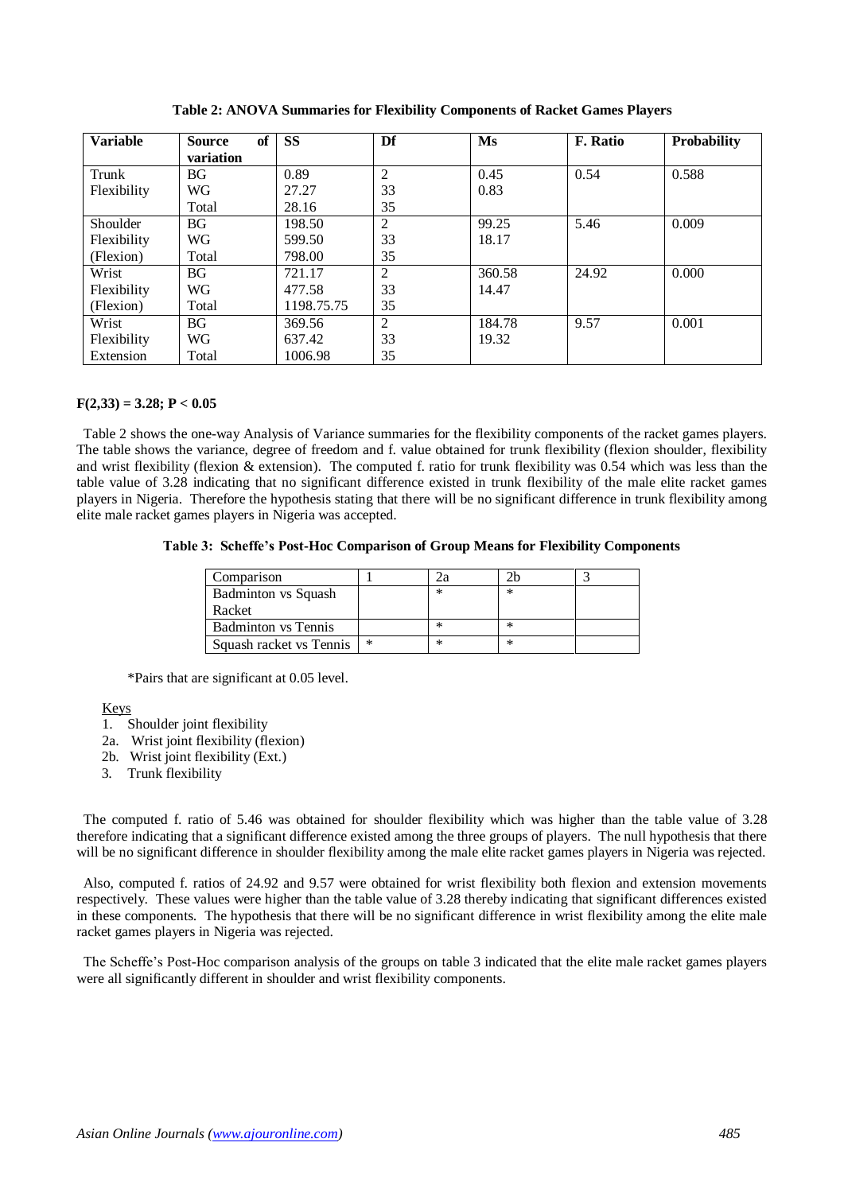**Table 2: ANOVA Summaries for Flexibility Components of Racket Games Players**

| Variable | Source of variation | SS | Df | Ms | F. Ratio | Probability |
|---|---|---|---|---|---|---|
| Trunk Flexibility | BG<br>WG<br>Total | 0.89<br>27.27<br>28.16 | 2<br>33<br>35 | 0.45<br>0.83 | 0.54 | 0.588 |
| Shoulder Flexibility (Flexion) | BG<br>WG<br>Total | 198.50<br>599.50<br>798.00 | 2<br>33<br>35 | 99.25<br>18.17 | 5.46 | 0.009 |
| Wrist Flexibility (Flexion) | BG<br>WG<br>Total | 721.17<br>477.58<br>1198.75.75 | 2<br>33<br>35 | 360.58<br>14.47 | 24.92 | 0.000 |
| Wrist Flexibility Extension | BG<br>WG<br>Total | 369.56<br>637.42<br>1006.98 | 2<br>33<br>35 | 184.78<br>19.32 | 9.57 | 0.001 |

**$F(2,33) = 3.28$; $P < 0.05$**

Table 2 shows the one-way Analysis of Variance summaries for the flexibility components of the racket games players. The table shows the variance, degree of freedom and f. value obtained for trunk flexibility (flexion shoulder, flexibility and wrist flexibility (flexion & extension). The computed f. ratio for trunk flexibility was 0.54 which was less than the table value of 3.28 indicating that no significant difference existed in trunk flexibility of the male elite racket games players in Nigeria. Therefore the hypothesis stating that there will be no significant difference in trunk flexibility among elite male racket games players in Nigeria was accepted.

**Table 3: Scheffe's Post-Hoc Comparison of Group Means for Flexibility Components**

| Comparison | 1 | 2a | 2b | 3 |
|---|---|---|---|---|
| Badminton vs Squash Racket | | * | * | |
| Badminton vs Tennis | | * | * | |
| Squash racket vs Tennis | * | * | * | |

*Pairs that are significant at 0.05 level.

Keys

1. Shoulder joint flexibility
2a. Wrist joint flexibility (flexion)
2b. Wrist joint flexibility (Ext.)
3. Trunk flexibility

The computed f. ratio of 5.46 was obtained for shoulder flexibility which was higher than the table value of 3.28 therefore indicating that a significant difference existed among the three groups of players. The null hypothesis that there will be no significant difference in shoulder flexibility among the male elite racket games players in Nigeria was rejected.

Also, computed f. ratios of 24.92 and 9.57 were obtained for wrist flexibility both flexion and extension movements respectively. These values were higher than the table value of 3.28 thereby indicating that significant differences existed in these components. The hypothesis that there will be no significant difference in wrist flexibility among the elite male racket games players in Nigeria was rejected.

The Scheffe's Post-Hoc comparison analysis of the groups on table 3 indicated that the elite male racket games players were all significantly different in shoulder and wrist flexibility components.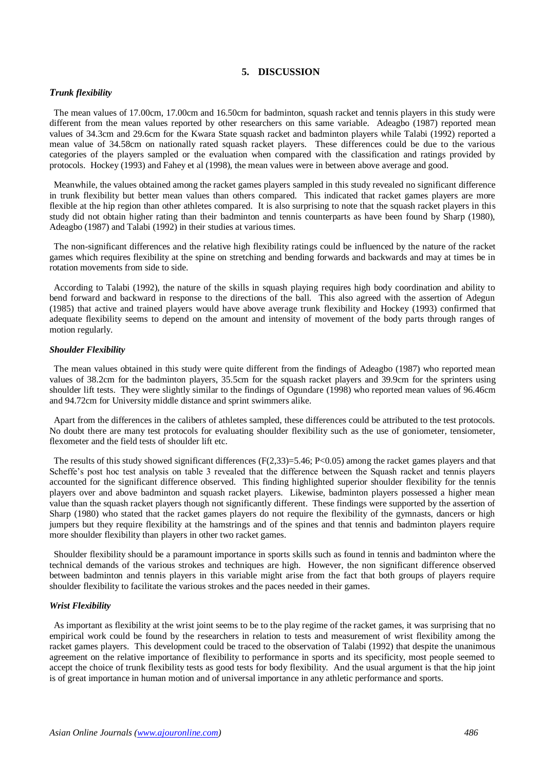## 5. DISCUSSION

### *Trunk flexibility*

The mean values of 17.00cm, 17.00cm and 16.50cm for badminton, squash racket and tennis players in this study were different from the mean values reported by other researchers on this same variable. Adeagbo (1987) reported mean values of 34.3cm and 29.6cm for the Kwara State squash racket and badminton players while Talabi (1992) reported a mean value of 34.58cm on nationally rated squash racket players. These differences could be due to the various categories of the players sampled or the evaluation when compared with the classification and ratings provided by protocols. Hockey (1993) and Fahey et al (1998), the mean values were in between above average and good.

Meanwhile, the values obtained among the racket games players sampled in this study revealed no significant difference in trunk flexibility but better mean values than others compared. This indicated that racket games players are more flexible at the hip region than other athletes compared. It is also surprising to note that the squash racket players in this study did not obtain higher rating than their badminton and tennis counterparts as have been found by Sharp (1980), Adeagbo (1987) and Talabi (1992) in their studies at various times.

The non-significant differences and the relative high flexibility ratings could be influenced by the nature of the racket games which requires flexibility at the spine on stretching and bending forwards and backwards and may at times be in rotation movements from side to side.

According to Talabi (1992), the nature of the skills in squash playing requires high body coordination and ability to bend forward and backward in response to the directions of the ball. This also agreed with the assertion of Adegun (1985) that active and trained players would have above average trunk flexibility and Hockey (1993) confirmed that adequate flexibility seems to depend on the amount and intensity of movement of the body parts through ranges of motion regularly.

### *Shoulder Flexibility*

The mean values obtained in this study were quite different from the findings of Adeagbo (1987) who reported mean values of 38.2cm for the badminton players, 35.5cm for the squash racket players and 39.9cm for the sprinters using shoulder lift tests. They were slightly similar to the findings of Ogundare (1998) who reported mean values of 96.46cm and 94.72cm for University middle distance and sprint swimmers alike.

Apart from the differences in the calibers of athletes sampled, these differences could be attributed to the test protocols. No doubt there are many test protocols for evaluating shoulder flexibility such as the use of goniometer, tensiometer, flexometer and the field tests of shoulder lift etc.

The results of this study showed significant differences ($F(2,33)=5.46$; $P<0.05$) among the racket games players and that Scheffe's post hoc test analysis on table 3 revealed that the difference between the Squash racket and tennis players accounted for the significant difference observed. This finding highlighted superior shoulder flexibility for the tennis players over and above badminton and squash racket players. Likewise, badminton players possessed a higher mean value than the squash racket players though not significantly different. These findings were supported by the assertion of Sharp (1980) who stated that the racket games players do not require the flexibility of the gymnasts, dancers or high jumpers but they require flexibility at the hamstrings and of the spines and that tennis and badminton players require more shoulder flexibility than players in other two racket games.

Shoulder flexibility should be a paramount importance in sports skills such as found in tennis and badminton where the technical demands of the various strokes and techniques are high. However, the non significant difference observed between badminton and tennis players in this variable might arise from the fact that both groups of players require shoulder flexibility to facilitate the various strokes and the paces needed in their games.

### *Wrist Flexibility*

As important as flexibility at the wrist joint seems to be to the play regime of the racket games, it was surprising that no empirical work could be found by the researchers in relation to tests and measurement of wrist flexibility among the racket games players. This development could be traced to the observation of Talabi (1992) that despite the unanimous agreement on the relative importance of flexibility to performance in sports and its specificity, most people seemed to accept the choice of trunk flexibility tests as good tests for body flexibility. And the usual argument is that the hip joint is of great importance in human motion and of universal importance in any athletic performance and sports.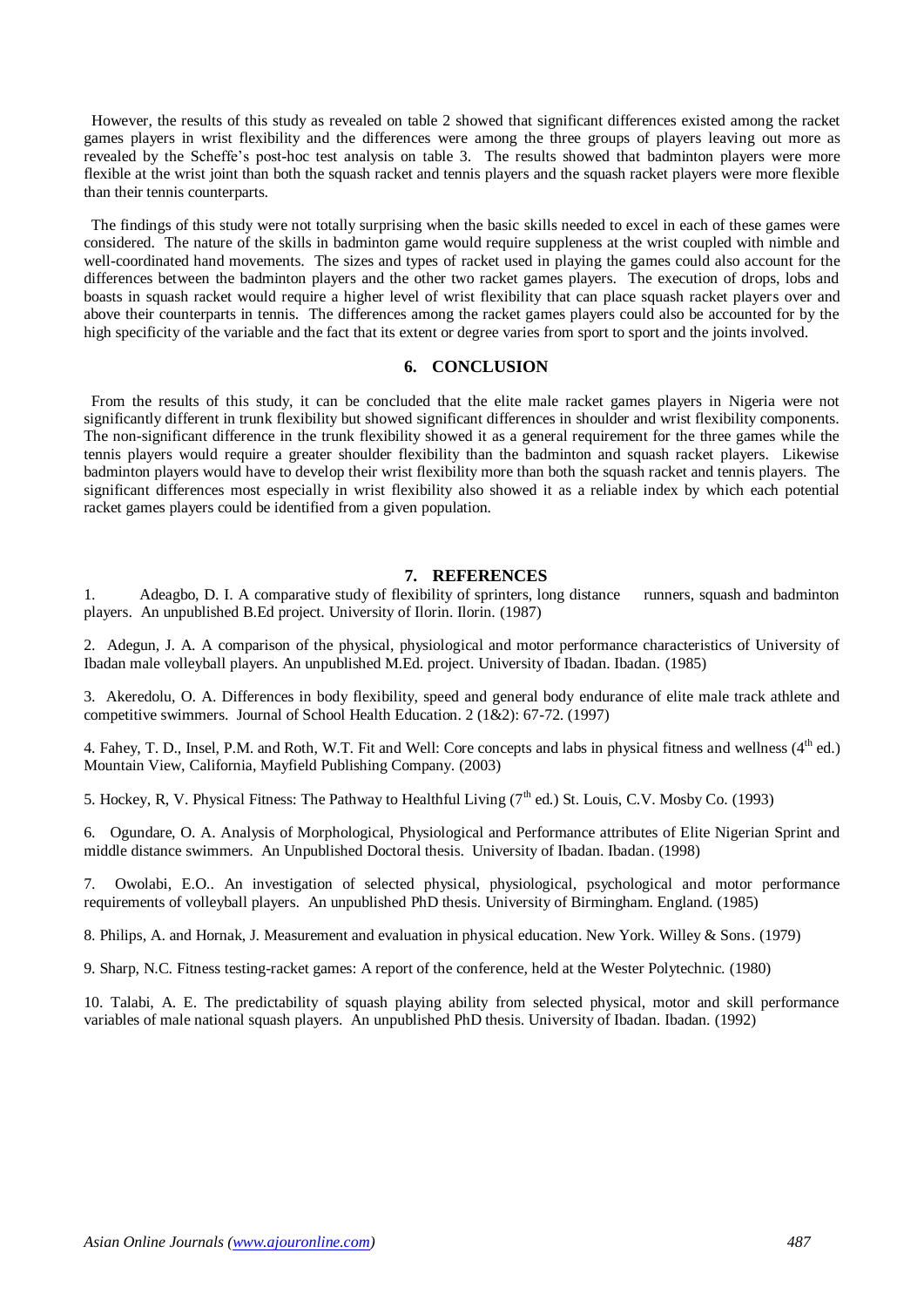However, the results of this study as revealed on table 2 showed that significant differences existed among the racket games players in wrist flexibility and the differences were among the three groups of players leaving out more as revealed by the Scheffe's post-hoc test analysis on table 3. The results showed that badminton players were more flexible at the wrist joint than both the squash racket and tennis players and the squash racket players were more flexible than their tennis counterparts.

The findings of this study were not totally surprising when the basic skills needed to excel in each of these games were considered. The nature of the skills in badminton game would require suppleness at the wrist coupled with nimble and well-coordinated hand movements. The sizes and types of racket used in playing the games could also account for the differences between the badminton players and the other two racket games players. The execution of drops, lobs and boasts in squash racket would require a higher level of wrist flexibility that can place squash racket players over and above their counterparts in tennis. The differences among the racket games players could also be accounted for by the high specificity of the variable and the fact that its extent or degree varies from sport to sport and the joints involved.

## 6. CONCLUSION

From the results of this study, it can be concluded that the elite male racket games players in Nigeria were not significantly different in trunk flexibility but showed significant differences in shoulder and wrist flexibility components. The non-significant difference in the trunk flexibility showed it as a general requirement for the three games while the tennis players would require a greater shoulder flexibility than the badminton and squash racket players. Likewise badminton players would have to develop their wrist flexibility more than both the squash racket and tennis players. The significant differences most especially in wrist flexibility also showed it as a reliable index by which each potential racket games players could be identified from a given population.

## 7. REFERENCES

1. Adeagbo, D. I. A comparative study of flexibility of sprinters, long distance runners, squash and badminton players. An unpublished B.Ed project. University of Ilorin. Ilorin. (1987)

2. Adegun, J. A. A comparison of the physical, physiological and motor performance characteristics of University of Ibadan male volleyball players. An unpublished M.Ed. project. University of Ibadan. Ibadan. (1985)

3. Akeredolu, O. A. Differences in body flexibility, speed and general body endurance of elite male track athlete and competitive swimmers. Journal of School Health Education. 2 (1&2): 67-72. (1997)

4. Fahey, T. D., Insel, P.M. and Roth, W.T. Fit and Well: Core concepts and labs in physical fitness and wellness (4th ed.) Mountain View, California, Mayfield Publishing Company. (2003)

5. Hockey, R, V. Physical Fitness: The Pathway to Healthful Living (7th ed.) St. Louis, C.V. Mosby Co. (1993)

6. Ogundare, O. A. Analysis of Morphological, Physiological and Performance attributes of Elite Nigerian Sprint and middle distance swimmers. An Unpublished Doctoral thesis. University of Ibadan. Ibadan. (1998)

7. Owolabi, E.O.. An investigation of selected physical, physiological, psychological and motor performance requirements of volleyball players. An unpublished PhD thesis. University of Birmingham. England. (1985)

8. Philips, A. and Hornak, J. Measurement and evaluation in physical education. New York. Willey & Sons. (1979)

9. Sharp, N.C. Fitness testing-racket games: A report of the conference, held at the Wester Polytechnic. (1980)

10. Talabi, A. E. The predictability of squash playing ability from selected physical, motor and skill performance variables of male national squash players. An unpublished PhD thesis. University of Ibadan. Ibadan. (1992)